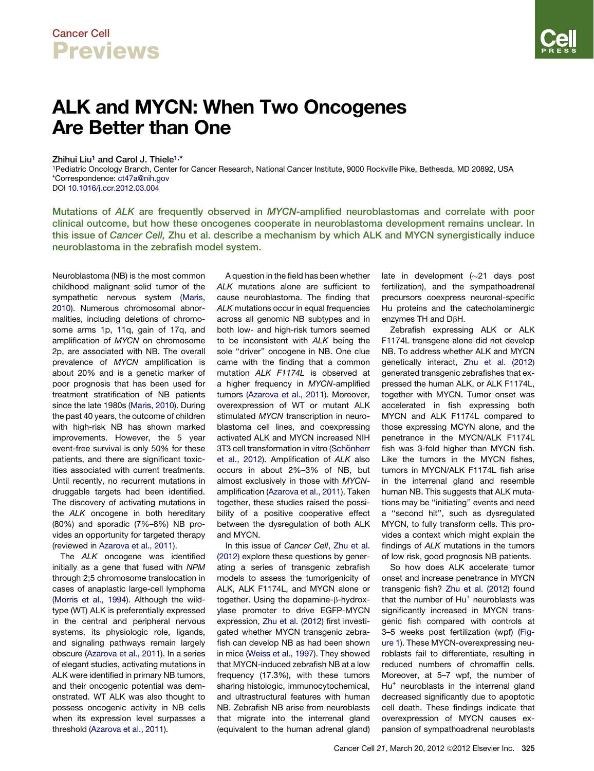Cancer Cell
# Previews

# ALK and MYCN: When Two Oncogenes Are Better than One

Zhihui Liu[1] and Carol J. Thiele[1,*]

[1]Pediatric Oncology Branch, Center for Cancer Research, National Cancer Institute, 9000 Rockville Pike, Bethesda, MD 20892, USA
*Correspondence: ct47a@nih.gov
DOI 10.1016/j.ccr.2012.03.004

**Mutations of *ALK* are frequently observed in *MYCN*-amplified neuroblastomas and correlate with poor clinical outcome, but how these oncogenes cooperate in neuroblastoma development remains unclear. In this issue of *Cancer Cell,* Zhu et al. describe a mechanism by which ALK and MYCN synergistically induce neuroblastoma in the zebrafish model system.**

Neuroblastoma (NB) is the most common childhood malignant solid tumor of the sympathetic nervous system (Maris, 2010). Numerous chromosomal abnormalities, including deletions of chromosome arms 1p, 11q, gain of 17q, and amplification of *MYCN* on chromosome 2p, are associated with NB. The overall prevalence of *MYCN* amplification is about 20% and is a genetic marker of poor prognosis that has been used for treatment stratification of NB patients since the late 1980s (Maris, 2010). During the past 40 years, the outcome of children with high-risk NB has shown marked improvements. However, the 5 year event-free survival is only 50% for these patients, and there are significant toxicities associated with current treatments. Until recently, no recurrent mutations in druggable targets had been identified. The discovery of activating mutations in the *ALK* oncogene in both hereditary (80%) and sporadic (7%–8%) NB provides an opportunity for targeted therapy (reviewed in Azarova et al., 2011).

The *ALK* oncogene was identified initially as a gene that fused with *NPM* through 2;5 chromosome translocation in cases of anaplastic large-cell lymphoma (Morris et al., 1994). Although the wild-type (WT) ALK is preferentially expressed in the central and peripheral nervous systems, its physiologic role, ligands, and signaling pathways remain largely obscure (Azarova et al., 2011). In a series of elegant studies, activating mutations in ALK were identified in primary NB tumors, and their oncogenic potential was demonstrated. WT ALK was also thought to possess oncogenic activity in NB cells when its expression level surpasses a threshold (Azarova et al., 2011).

A question in the field has been whether *ALK* mutations alone are sufficient to cause neuroblastoma. The finding that *ALK* mutations occur in equal frequencies across all genomic NB subtypes and in both low- and high-risk tumors seemed to be inconsistent with *ALK* being the sole "driver" oncogene in NB. One clue came with the finding that a common mutation *ALK F1174L* is observed at a higher frequency in *MYCN*-amplified tumors (Azarova et al., 2011). Moreover, overexpression of WT or mutant ALK stimulated *MYCN* transcription in neuroblastoma cell lines, and coexpressing activated ALK and MYCN increased NIH 3T3 cell transformation in vitro (Schönherr et al., 2012). Amplification of *ALK* also occurs in about 2%–3% of NB, but almost exclusively in those with *MYCN*-amplification (Azarova et al., 2011). Taken together, these studies raised the possibility of a positive cooperative effect between the dysregulation of both ALK and MYCN.

In this issue of *Cancer Cell*, Zhu et al. (2012) explore these questions by generating a series of transgenic zebrafish models to assess the tumorigenicity of ALK, ALK F1174L, and MYCN alone or together. Using the dopamine-β-hydroxylase promoter to drive EGFP-MYCN expression, Zhu et al. (2012) first investigated whether MYCN transgenic zebrafish can develop NB as had been shown in mice (Weiss et al., 1997). They showed that MYCN-induced zebrafish NB at a low frequency (17.3%), with these tumors sharing histologic, immunocytochemical, and ultrastructural features with human NB. Zebrafish NB arise from neuroblasts that migrate into the interrenal gland (equivalent to the human adrenal gland) late in development (~21 days post fertilization), and the sympathoadrenal precursors coexpress neuronal-specific Hu proteins and the catecholaminergic enzymes TH and DβH.

Zebrafish expressing ALK or ALK F1174L transgene alone did not develop NB. To address whether ALK and MYCN genetically interact, Zhu et al. (2012) generated transgenic zebrafishes that expressed the human ALK, or ALK F1174L, together with MYCN. Tumor onset was accelerated in fish expressing both MYCN and ALK F1174L compared to those expressing MCYN alone, and the penetrance in the MYCN/ALK F1174L fish was 3-fold higher than MYCN fish. Like the tumors in the MYCN fishes, tumors in MYCN/ALK F1174L fish arise in the interrenal gland and resemble human NB. This suggests that ALK mutations may be "initiating" events and need a "second hit", such as dysregulated MYCN, to fully transform cells. This provides a context which might explain the findings of *ALK* mutations in the tumors of low risk, good prognosis NB patients.

So how does ALK accelerate tumor onset and increase penetrance in MYCN transgenic fish? Zhu et al. (2012) found that the number of Hu$^+$ neuroblasts was significantly increased in MYCN transgenic fish compared with controls at 3–5 weeks post fertilization (wpf) (Figure 1). These MYCN-overexpressing neuroblasts fail to differentiate, resulting in reduced numbers of chromaffin cells. Moreover, at 5–7 wpf, the number of Hu$^+$ neuroblasts in the interrenal gland decreased significantly due to apoptotic cell death. These findings indicate that overexpression of MYCN causes expansion of sympathoadrenal neuroblasts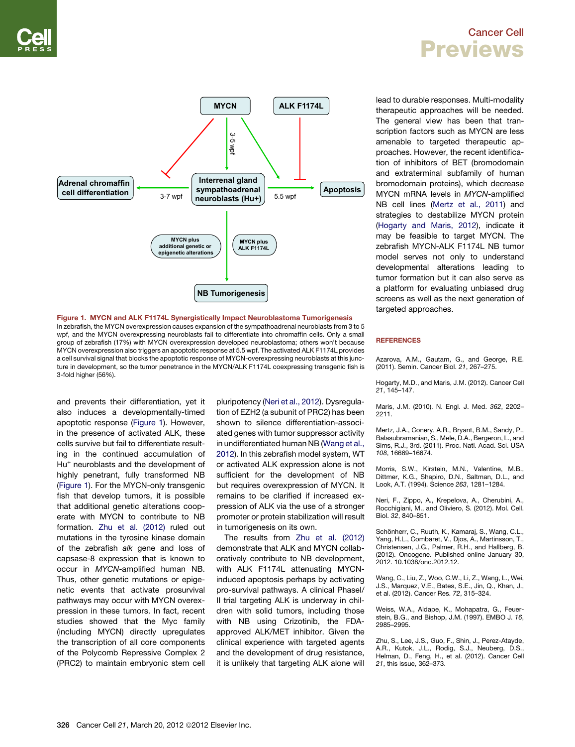MYCN

ALK F1174L

3-5 wpf

Adrenal chromaffin cell differentiation

3-7 wpf

Interrenal gland sympathoadrenal neuroblasts (Hu+)

5.5 wpf

Apoptosis

MYCN plus additional genetic or epigenetic alterations

MYCN plus ALK F1174L

NB Tumorigenesis

**Figure 1. MYCN and ALK F1174L Synergistically Impact Neuroblastoma Tumorigenesis**
In zebrafish, the MYCN overexpression causes expansion of the sympathoadrenal neuroblasts from 3 to 5 wpf, and the MYCN overexpressing neuroblasts fail to differentiate into chromaffin cells. Only a small group of zebrafish (17%) with MYCN overexpression developed neuroblastoma; others won't because MYCN overexpression also triggers an apoptotic response at 5.5 wpf. The activated ALK F1174L provides a cell survival signal that blocks the apoptotic response of MYCN-overexpressing neuroblasts at this juncture in development, so the tumor penetrance in the MYCN/ALK F1174L coexpressing transgenic fish is 3-fold higher (56%).

and prevents their differentiation, yet it also induces a developmentally-timed apoptotic response (Figure 1). However, in the presence of activated ALK, these cells survive but fail to differentiate resulting in the continued accumulation of Hu+ neuroblasts and the development of highly penetrant, fully transformed NB (Figure 1). For the MYCN-only transgenic fish that develop tumors, it is possible that additional genetic alterations cooperate with MYCN to contribute to NB formation. Zhu et al. (2012) ruled out mutations in the tyrosine kinase domain of the zebrafish *alk* gene and loss of capsase-8 expression that is known to occur in *MYCN*-amplified human NB. Thus, other genetic mutations or epigenetic events that activate prosurvival pathways may occur with MYCN overexpression in these tumors. In fact, recent studies showed that the Myc family (including MYCN) directly upregulates the transcription of all core components of the Polycomb Repressive Complex 2 (PRC2) to maintain embryonic stem cell pluripotency (Neri et al., 2012). Dysregulation of EZH2 (a subunit of PRC2) has been shown to silence differentiation-associated genes with tumor suppressor activity in undifferentiated human NB (Wang et al., 2012). In this zebrafish model system, WT or activated ALK expression alone is not sufficient for the development of NB but requires overexpression of MYCN. It remains to be clarified if increased expression of ALK via the use of a stronger promoter or protein stabilization will result in tumorigenesis on its own.

The results from Zhu et al. (2012) demonstrate that ALK and MYCN collaboratively contribute to NB development, with ALK F1174L attenuating MYCN-induced apoptosis perhaps by activating pro-survival pathways. A clinical PhaseI/II trial targeting ALK is underway in children with solid tumors, including those with NB using Crizotinib, the FDA-approved ALK/MET inhibitor. Given the clinical experience with targeted agents and the development of drug resistance, it is unlikely that targeting ALK alone will lead to durable responses. Multi-modality therapeutic approaches will be needed. The general view has been that transcription factors such as MYCN are less amenable to targeted therapeutic approaches. However, the recent identification of inhibitors of BET (bromodomain and extraterminal subfamily of human bromodomain proteins), which decrease MYCN mRNA levels in *MYCN*-amplified NB cell lines (Mertz et al., 2011) and strategies to destabilize MYCN protein (Hogarty and Maris, 2012), indicate it may be feasible to target MYCN. The zebrafish MYCN-ALK F1174L NB tumor model serves not only to understand developmental alterations leading to tumor formation but it can also serve as a platform for evaluating unbiased drug screens as well as the next generation of targeted approaches.

## REFERENCES

Azarova, A.M., Gautam, G., and George, R.E. (2011). Semin. Cancer Biol. *21*, 267–275.

Hogarty, M.D., and Maris, J.M. (2012). Cancer Cell *21*, 145–147.

Maris, J.M. (2010). N. Engl. J. Med. *362*, 2202–2211.

Mertz, J.A., Conery, A.R., Bryant, B.M., Sandy, P., Balasubramanian, S., Mele, D.A., Bergeron, L., and Sims, R.J., 3rd. (2011). Proc. Natl. Acad. Sci. USA *108*, 16669–16674.

Morris, S.W., Kirstein, M.N., Valentine, M.B., Dittmer, K.G., Shapiro, D.N., Saltman, D.L., and Look, A.T. (1994). Science *263*, 1281–1284.

Neri, F., Zippo, A., Krepelova, A., Cherubini, A., Rocchigiani, M., and Oliviero, S. (2012). Mol. Cell. Biol. *32*, 840–851.

Schönherr, C., Ruuth, K., Kamaraj, S., Wang, C.L., Yang, H.L., Combaret, V., Djos, A., Martinsson, T., Christensen, J.G., Palmer, R.H., and Hallberg, B. (2012). Oncogene. Published online January 30, 2012. 10.1038/onc.2012.12.

Wang, C., Liu, Z., Woo, C.W., Li, Z., Wang, L., Wei, J.S., Marquez, V.E., Bates, S.E., Jin, Q., Khan, J., et al. (2012). Cancer Res. *72*, 315–324.

Weiss, W.A., Aldape, K., Mohapatra, G., Feuerstein, B.G., and Bishop, J.M. (1997). EMBO J. *16*, 2985–2995.

Zhu, S., Lee, J.S., Guo, F., Shin, J., Perez-Atayde, A.R., Kutok, J.L., Rodig, S.J., Neuberg, D.S., Helman, D., Feng, H., et al. (2012). Cancer Cell *21*, this issue, 362–373.